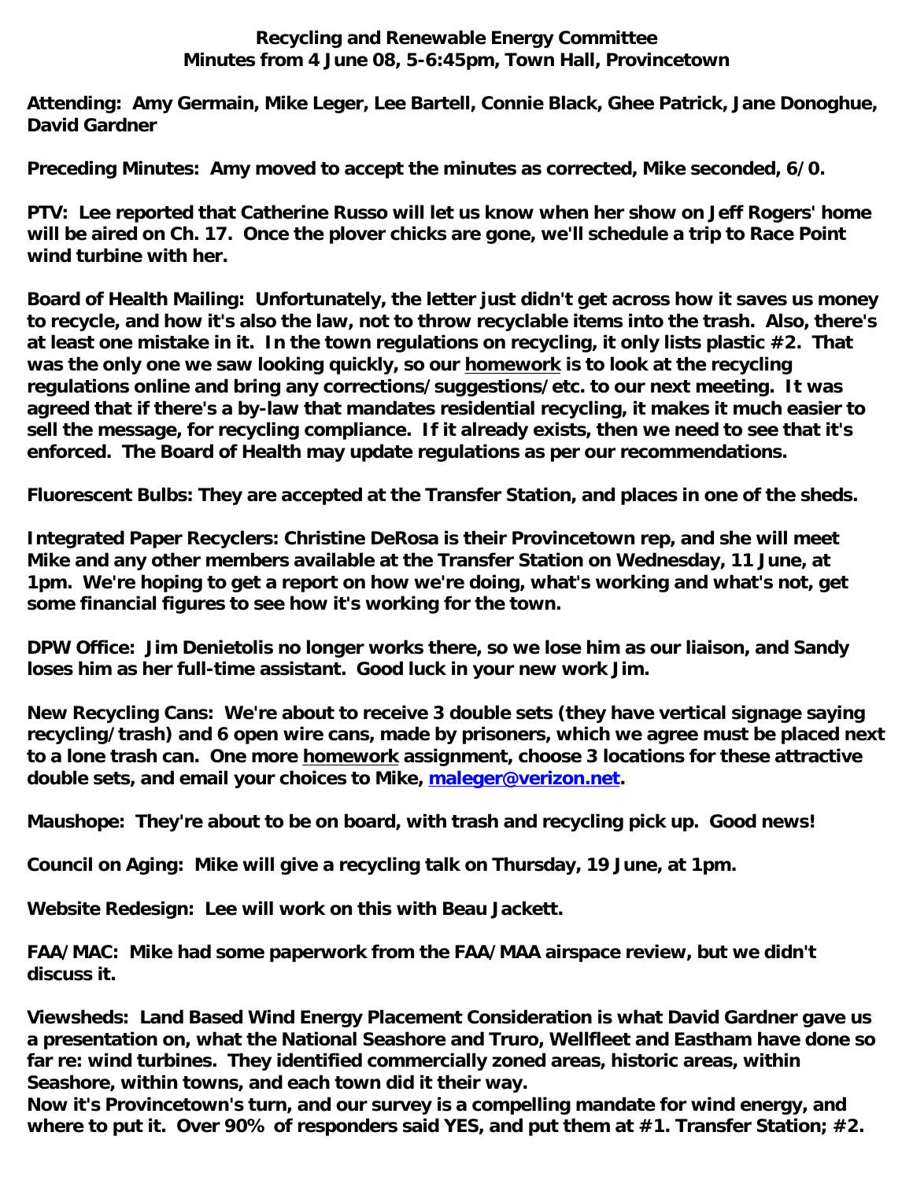**Recycling and Renewable Energy Committee**
**Minutes from 4 June 08, 5-6:45pm, Town Hall, Provincetown**

**Attending: Amy Germain, Mike Leger, Lee Bartell, Connie Black, Ghee Patrick, Jane Donoghue, David Gardner**

**Preceding Minutes: Amy moved to accept the minutes as corrected, Mike seconded, 6/0.**

**PTV: Lee reported that Catherine Russo will let us know when her show on Jeff Rogers' home will be aired on Ch. 17. Once the plover chicks are gone, we'll schedule a trip to Race Point wind turbine with her.**

**Board of Health Mailing: Unfortunately, the letter just didn't get across how it saves us money to recycle, and how it's also the law, not to throw recyclable items into the trash. Also, there's at least one mistake in it. In the town regulations on recycling, it only lists plastic #2. That was the only one we saw looking quickly, so our <u>homework</u> is to look at the recycling regulations online and bring any corrections/suggestions/etc. to our next meeting. It was agreed that if there's a by-law that mandates residential recycling, it makes it much easier to sell the message, for recycling compliance. If it already exists, then we need to see that it's enforced. The Board of Health may update regulations as per our recommendations.**

**Fluorescent Bulbs: They are accepted at the Transfer Station, and places in one of the sheds.**

**Integrated Paper Recyclers: Christine DeRosa is their Provincetown rep, and she will meet Mike and any other members available at the Transfer Station on Wednesday, 11 June, at 1pm. We're hoping to get a report on how we're doing, what's working and what's not, get some financial figures to see how it's working for the town.**

**DPW Office: Jim Denietolis no longer works there, so we lose him as our liaison, and Sandy loses him as her full-time assistant. Good luck in your new work Jim.**

**New Recycling Cans: We're about to receive 3 double sets (they have vertical signage saying recycling/trash) and 6 open wire cans, made by prisoners, which we agree must be placed next to a lone trash can. One more <u>homework</u> assignment, choose 3 locations for these attractive double sets, and email your choices to Mike, [maleger@verizon.net](mailto:maleger@verizon.net).**

**Maushope: They're about to be on board, with trash and recycling pick up. Good news!**

**Council on Aging: Mike will give a recycling talk on Thursday, 19 June, at 1pm.**

**Website Redesign: Lee will work on this with Beau Jackett.**

**FAA/MAC: Mike had some paperwork from the FAA/MAA airspace review, but we didn't discuss it.**

**Viewsheds: Land Based Wind Energy Placement Consideration is what David Gardner gave us a presentation on, what the National Seashore and Truro, Wellfleet and Eastham have done so far re: wind turbines. They identified commercially zoned areas, historic areas, within Seashore, within towns, and each town did it their way.**
**Now it's Provincetown's turn, and our survey is a compelling mandate for wind energy, and where to put it. Over 90% of responders said YES, and put them at #1. Transfer Station; #2.**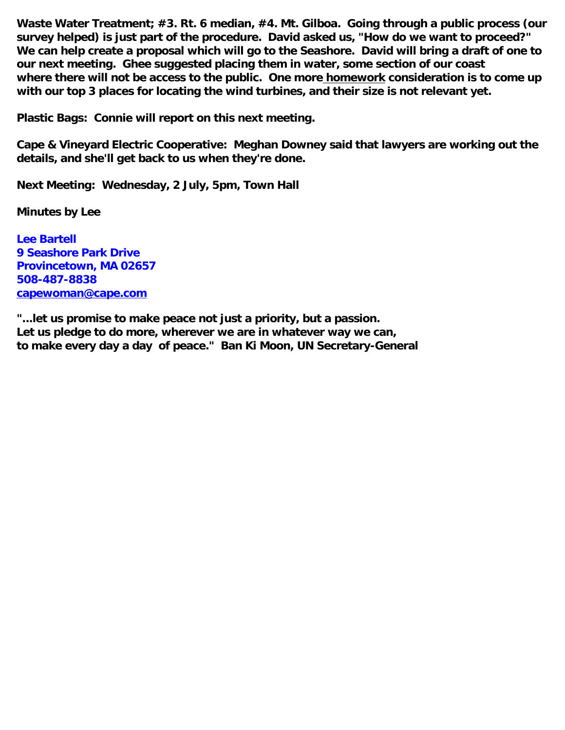**Waste Water Treatment; #3. Rt. 6 median, #4. Mt. Gilboa. Going through a public process (our survey helped) is just part of the procedure. David asked us, "How do we want to proceed?" We can help create a proposal which will go to the Seashore. David will bring a draft of one to our next meeting. Ghee suggested placing them in water, some section of our coast where there will not be access to the public. One more homework consideration is to come up with our top 3 places for locating the wind turbines, and their size is not relevant yet.**

**Plastic Bags: Connie will report on this next meeting.**

**Cape & Vineyard Electric Cooperative: Meghan Downey said that lawyers are working out the details, and she'll get back to us when they're done.**

**Next Meeting: Wednesday, 2 July, 5pm, Town Hall**

**Minutes by Lee**

**Lee Bartell**
**9 Seashore Park Drive**
**Provincetown, MA 02657**
**508-487-8838**
**capewoman@cape.com**

**"...let us promise to make peace not just a priority, but a passion.**
**Let us pledge to do more, wherever we are in whatever way we can,**
**to make every day a day of peace." Ban Ki Moon, UN Secretary-General**